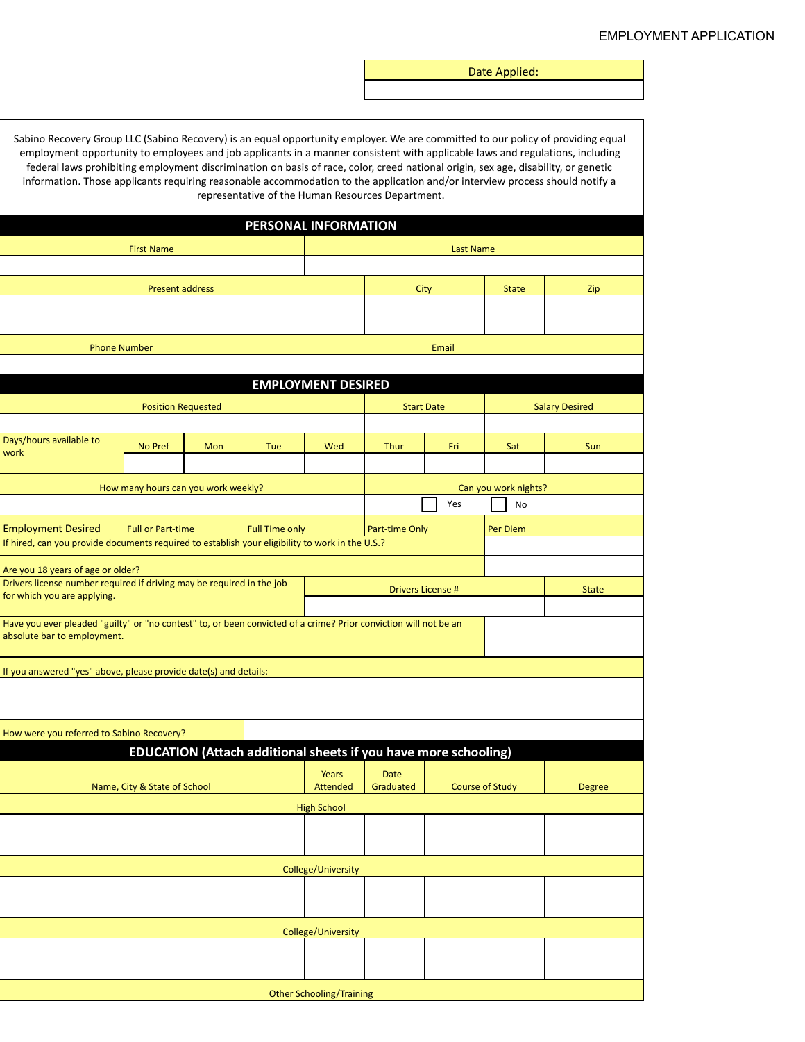# EMPLOYMENT APPLICATION

| Date Applied: |
|---|
| |

Sabino Recovery Group LLC (Sabino Recovery) is an equal opportunity employer. We are committed to our policy of providing equal employment opportunity to employees and job applicants in a manner consistent with applicable laws and regulations, including federal laws prohibiting employment discrimination on basis of race, color, creed national origin, sex age, disability, or genetic information. Those applicants requiring reasonable accommodation to the application and/or interview process should notify a representative of the Human Resources Department.

## PERSONAL INFORMATION

| First Name | Last Name |
|---|---|
| | |

| Present address | City | State | Zip |
|---|---|---|---|
| | | | |

| Phone Number | Email |
|---|---|
| | |

## EMPLOYMENT DESIRED

| Position Requested | Start Date | Salary Desired |
|---|---|---|
| | | |

| Days/hours available to work | No Pref | Mon | Tue | Wed | Thur | Fri | Sat | Sun |
|---|---|---|---|---|---|---|---|---|
| | | | | | | | | |

| How many hours can you work weekly? | Can you work nights? |
|---|---|
| | ☐ Yes ☐ No |

| Employment Desired | Full or Part-time | Full Time only | Part-time Only | Per Diem |
|---|---|---|---|---|

| | |
|---|---|
| If hired, can you provide documents required to establish your eligibility to work in the U.S.? | |
| Are you 18 years of age or older? | |

| Drivers license number required if driving may be required in the job for which you are applying. | Drivers License # | State |
|---|---|---|
| | | |

| | |
|---|---|
| Have you ever pleaded "guilty" or "no contest" to, or been convicted of a crime? Prior conviction will not be an absolute bar to employment. | |

If you answered "yes" above, please provide date(s) and details:

| How were you referred to Sabino Recovery? | |
|---|---|

## EDUCATION (Attach additional sheets if you have more schooling)

| Name, City & State of School | Years Attended | Date Graduated | Course of Study | Degree |
|---|---|---|---|---|
| **High School** | | | | |
| | | | | |
| **College/University** | | | | |
| | | | | |
| **College/University** | | | | |
| | | | | |
| **Other Schooling/Training** | | | | |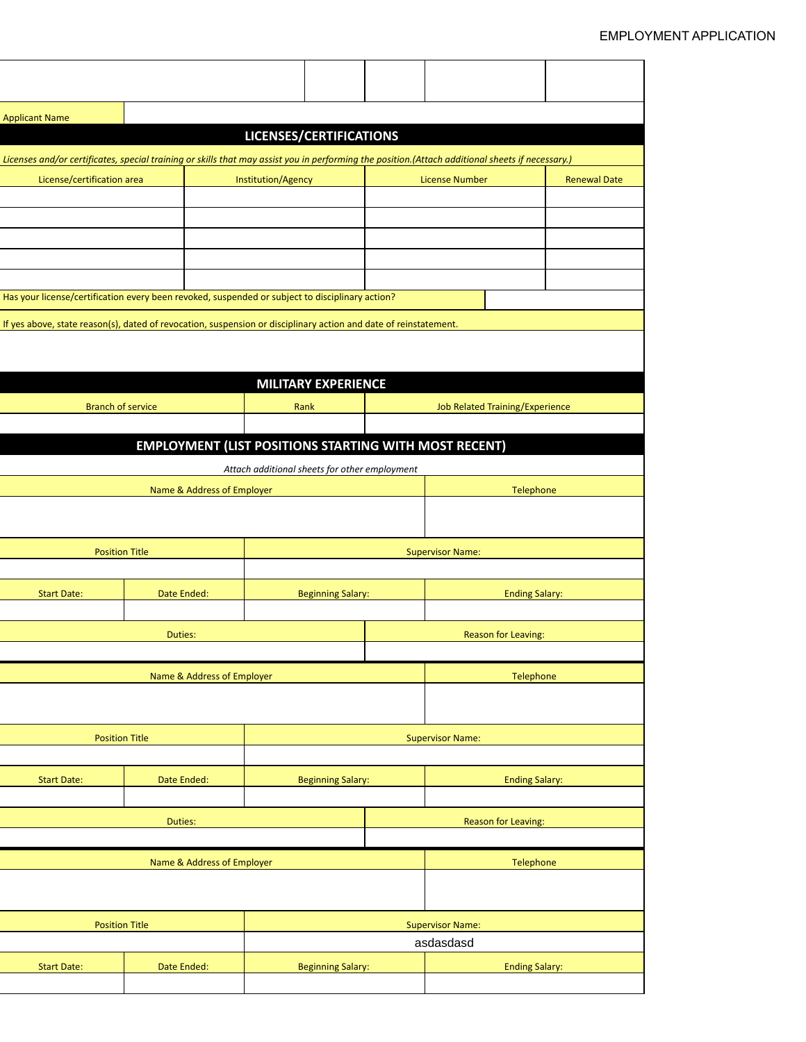EMPLOYMENT APPLICATION

| | | | | |
|---|---|---|---|---|
| | | | | |

| Applicant Name | |
|---|---|

## LICENSES/CERTIFICATIONS

*Licenses and/or certificates, special training or skills that may assist you in performing the position.(Attach additional sheets if necessary.)*

| License/certification area | Institution/Agency | License Number | Renewal Date |
|---|---|---|---|
| | | | |
| | | | |
| | | | |
| | | | |
| | | | |

| Has your license/certification every been revoked, suspended or subject to disciplinary action? | |
|---|---|

If yes above, state reason(s), dated of revocation, suspension or disciplinary action and date of reinstatement.

## MILITARY EXPERIENCE

| Branch of service | Rank | Job Related Training/Experience |
|---|---|---|
| | | |

## EMPLOYMENT (LIST POSITIONS STARTING WITH MOST RECENT)

*Attach additional sheets for other employment*

| Name & Address of Employer | Telephone |
|---|---|
| | |

| Position Title | Supervisor Name: |
|---|---|
| | |

| Start Date: | Date Ended: | Beginning Salary: | Ending Salary: |
|---|---|---|---|
| | | | |

| Duties: | Reason for Leaving: |
|---|---|
| | |

| Name & Address of Employer | Telephone |
|---|---|
| | |

| Position Title | Supervisor Name: |
|---|---|
| | |

| Start Date: | Date Ended: | Beginning Salary: | Ending Salary: |
|---|---|---|---|
| | | | |

| Duties: | Reason for Leaving: |
|---|---|
| | |

| Name & Address of Employer | Telephone |
|---|---|
| | |

| Position Title | Supervisor Name: |
|---|---|
| | asdasdasd |

| Start Date: | Date Ended: | Beginning Salary: | Ending Salary: |
|---|---|---|---|
| | | | |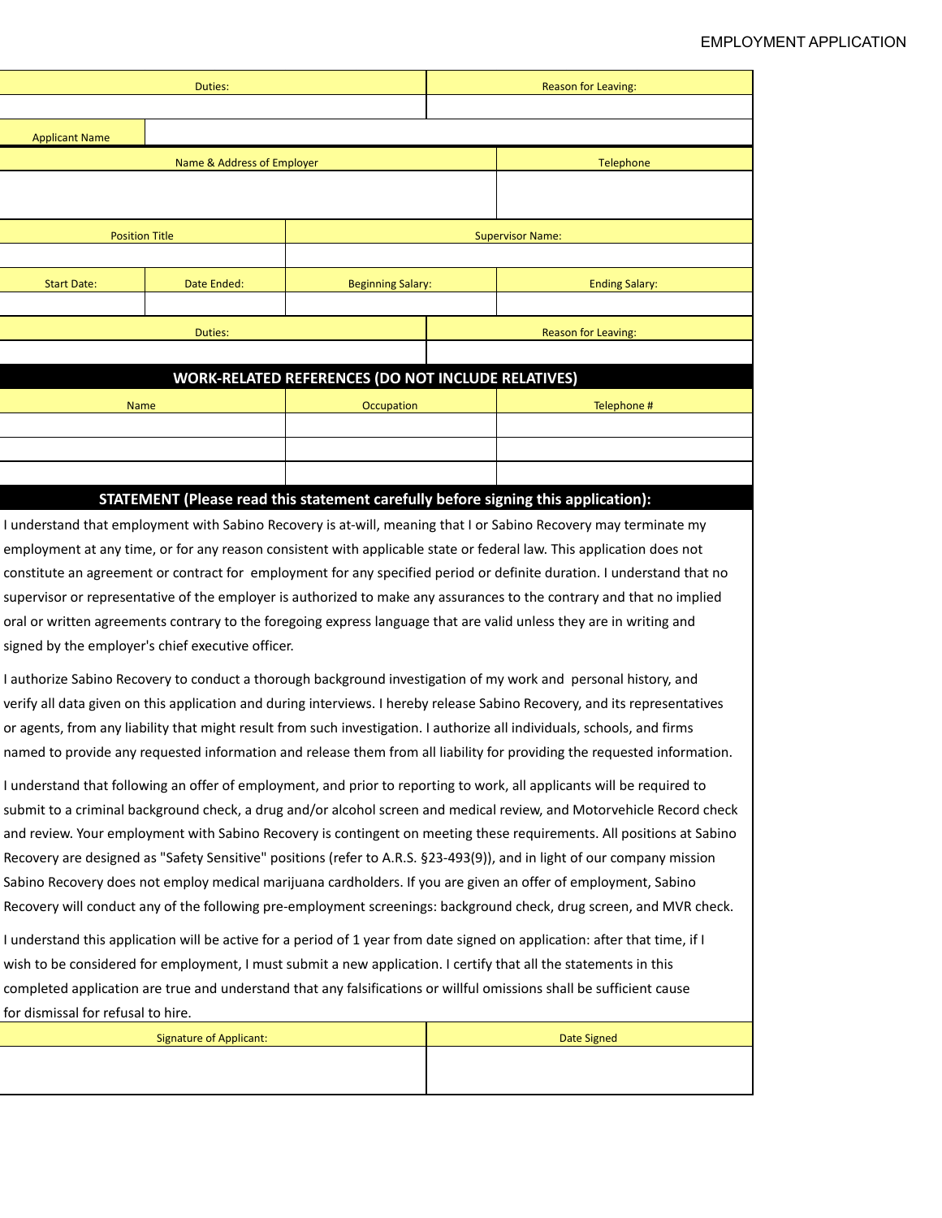| Duties: | Reason for Leaving: |
|---|---|
| | |

| Applicant Name | |
|---|---|

| Name & Address of Employer | | | Telephone |
|---|---|---|---|
| | | | |
| Position Title | | Supervisor Name: | |
| | | | |
| Start Date: | Date Ended: | Beginning Salary: | Ending Salary: |
| | | | |

| Duties: | Reason for Leaving: |
|---|---|
| | |

## WORK-RELATED REFERENCES (DO NOT INCLUDE RELATIVES)

| Name | Occupation | Telephone # |
|---|---|---|
| | | |
| | | |
| | | |

## STATEMENT (Please read this statement carefully before signing this application):

I understand that employment with Sabino Recovery is at-will, meaning that I or Sabino Recovery may terminate my employment at any time, or for any reason consistent with applicable state or federal law. This application does not constitute an agreement or contract for employment for any specified period or definite duration. I understand that no supervisor or representative of the employer is authorized to make any assurances to the contrary and that no implied oral or written agreements contrary to the foregoing express language that are valid unless they are in writing and signed by the employer's chief executive officer.

I authorize Sabino Recovery to conduct a thorough background investigation of my work and personal history, and verify all data given on this application and during interviews. I hereby release Sabino Recovery, and its representatives or agents, from any liability that might result from such investigation. I authorize all individuals, schools, and firms named to provide any requested information and release them from all liability for providing the requested information.

I understand that following an offer of employment, and prior to reporting to work, all applicants will be required to submit to a criminal background check, a drug and/or alcohol screen and medical review, and Motorvehicle Record check and review. Your employment with Sabino Recovery is contingent on meeting these requirements. All positions at Sabino Recovery are designed as "Safety Sensitive" positions (refer to A.R.S. §23-493(9)), and in light of our company mission Sabino Recovery does not employ medical marijuana cardholders. If you are given an offer of employment, Sabino Recovery will conduct any of the following pre-employment screenings: background check, drug screen, and MVR check.

I understand this application will be active for a period of 1 year from date signed on application: after that time, if I wish to be considered for employment, I must submit a new application. I certify that all the statements in this completed application are true and understand that any falsifications or willful omissions shall be sufficient cause for dismissal for refusal to hire.

| Signature of Applicant: | Date Signed |
|---|---|
| | |